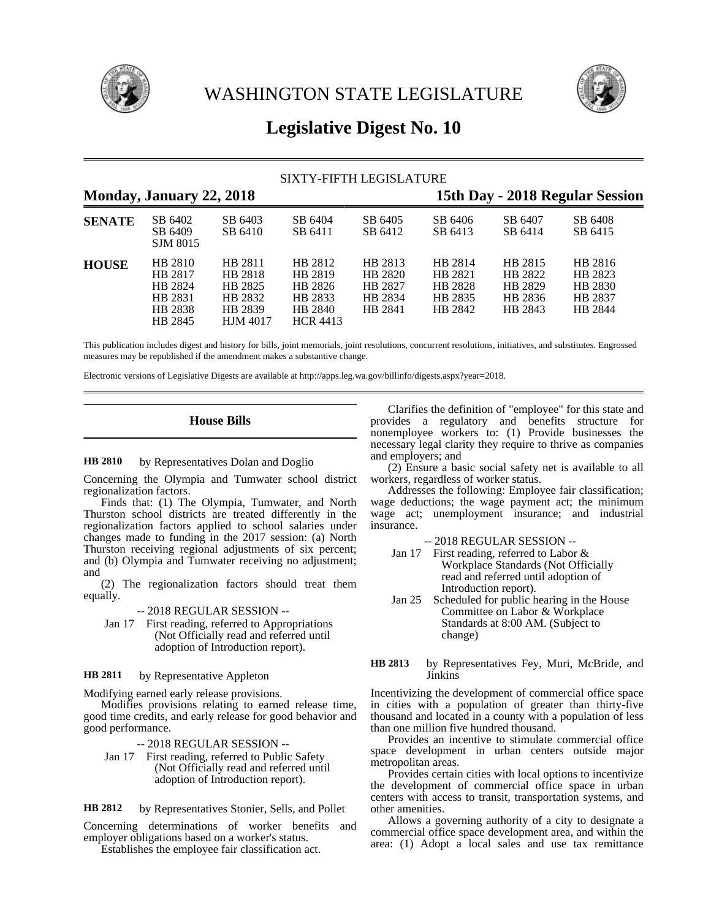# WASHINGTON STATE LEGISLATURE

## Legislative Digest No. 10

SIXTY-FIFTH LEGISLATURE

**Monday, January 22, 2018** — **15th Day - 2018 Regular Session**

| | | | | | | | |
|---|---|---|---|---|---|---|---|
| **SENATE** | SB 6402 | SB 6403 | SB 6404 | SB 6405 | SB 6406 | SB 6407 | SB 6408 |
| | SB 6409 | SB 6410 | SB 6411 | SB 6412 | SB 6413 | SB 6414 | SB 6415 |
| | SJM 8015 | | | | | | |
| **HOUSE** | HB 2810 | HB 2811 | HB 2812 | HB 2813 | HB 2814 | HB 2815 | HB 2816 |
| | HB 2817 | HB 2818 | HB 2819 | HB 2820 | HB 2821 | HB 2822 | HB 2823 |
| | HB 2824 | HB 2825 | HB 2826 | HB 2827 | HB 2828 | HB 2829 | HB 2830 |
| | HB 2831 | HB 2832 | HB 2833 | HB 2834 | HB 2835 | HB 2836 | HB 2837 |
| | HB 2838 | HB 2839 | HB 2840 | HB 2841 | HB 2842 | HB 2843 | HB 2844 |
| | HB 2845 | HJM 4017 | HCR 4413 | | | | |

This publication includes digest and history for bills, joint memorials, joint resolutions, concurrent resolutions, initiatives, and substitutes. Engrossed measures may be republished if the amendment makes a substantive change.

Electronic versions of Legislative Digests are available at http://apps.leg.wa.gov/billinfo/digests.aspx?year=2018.

## House Bills

**HB 2810** by Representatives Dolan and Doglio

Concerning the Olympia and Tumwater school district regionalization factors.

Finds that: (1) The Olympia, Tumwater, and North Thurston school districts are treated differently in the regionalization factors applied to school salaries under changes made to funding in the 2017 session: (a) North Thurston receiving regional adjustments of six percent; and (b) Olympia and Tumwater receiving no adjustment; and

(2) The regionalization factors should treat them equally.

-- 2018 REGULAR SESSION --

Jan 17 First reading, referred to Appropriations (Not Officially read and referred until adoption of Introduction report).

**HB 2811** by Representative Appleton

Modifying earned early release provisions.

Modifies provisions relating to earned release time, good time credits, and early release for good behavior and good performance.

-- 2018 REGULAR SESSION --

Jan 17 First reading, referred to Public Safety (Not Officially read and referred until adoption of Introduction report).

**HB 2812** by Representatives Stonier, Sells, and Pollet

Concerning determinations of worker benefits and employer obligations based on a worker's status.

Establishes the employee fair classification act.

Clarifies the definition of "employee" for this state and provides a regulatory and benefits structure for nonemployee workers to: (1) Provide businesses the necessary legal clarity they require to thrive as companies and employers; and

(2) Ensure a basic social safety net is available to all workers, regardless of worker status.

Addresses the following: Employee fair classification; wage deductions; the wage payment act; the minimum wage act; unemployment insurance; and industrial insurance.

-- 2018 REGULAR SESSION --

Jan 17 First reading, referred to Labor & Workplace Standards (Not Officially read and referred until adoption of Introduction report).

Jan 25 Scheduled for public hearing in the House Committee on Labor & Workplace Standards at 8:00 AM. (Subject to change)

**HB 2813** by Representatives Fey, Muri, McBride, and Jinkins

Incentivizing the development of commercial office space in cities with a population of greater than thirty-five thousand and located in a county with a population of less than one million five hundred thousand.

Provides an incentive to stimulate commercial office space development in urban centers outside major metropolitan areas.

Provides certain cities with local options to incentivize the development of commercial office space in urban centers with access to transit, transportation systems, and other amenities.

Allows a governing authority of a city to designate a commercial office space development area, and within the area: (1) Adopt a local sales and use tax remittance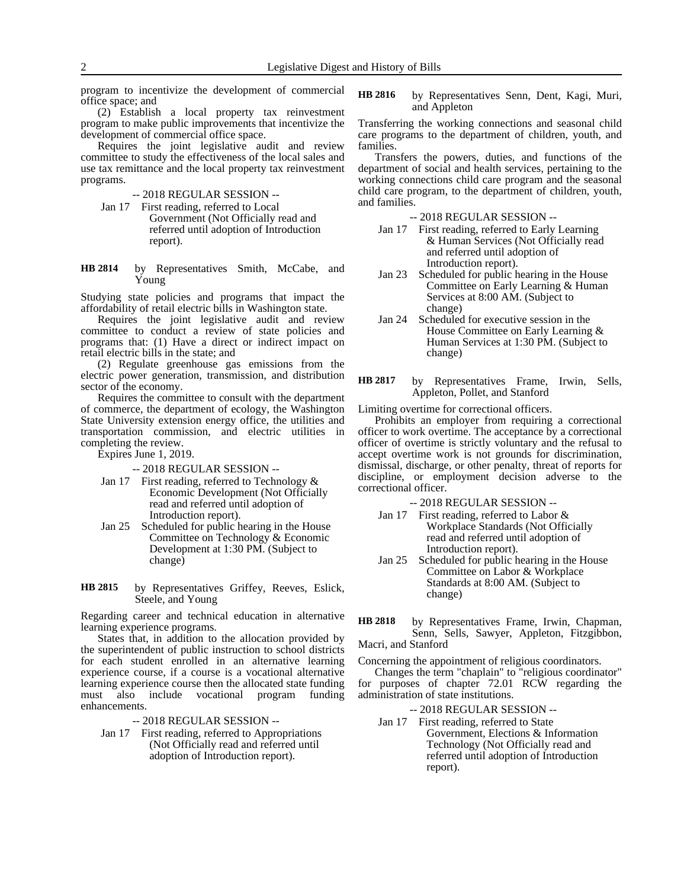program to incentivize the development of commercial office space; and

(2) Establish a local property tax reinvestment program to make public improvements that incentivize the development of commercial office space.

Requires the joint legislative audit and review committee to study the effectiveness of the local sales and use tax remittance and the local property tax reinvestment programs.

-- 2018 REGULAR SESSION --

Jan 17 First reading, referred to Local Government (Not Officially read and referred until adoption of Introduction report).

**HB 2814** by Representatives Smith, McCabe, and Young

Studying state policies and programs that impact the affordability of retail electric bills in Washington state.

Requires the joint legislative audit and review committee to conduct a review of state policies and programs that: (1) Have a direct or indirect impact on retail electric bills in the state; and

(2) Regulate greenhouse gas emissions from the electric power generation, transmission, and distribution sector of the economy.

Requires the committee to consult with the department of commerce, the department of ecology, the Washington State University extension energy office, the utilities and transportation commission, and electric utilities in completing the review.

Expires June 1, 2019.

-- 2018 REGULAR SESSION --

Jan 17 First reading, referred to Technology & Economic Development (Not Officially read and referred until adoption of Introduction report).

Jan 25 Scheduled for public hearing in the House Committee on Technology & Economic Development at 1:30 PM. (Subject to change)

**HB 2815** by Representatives Griffey, Reeves, Eslick, Steele, and Young

Regarding career and technical education in alternative learning experience programs.

States that, in addition to the allocation provided by the superintendent of public instruction to school districts for each student enrolled in an alternative learning experience course, if a course is a vocational alternative learning experience course then the allocated state funding must also include vocational program funding enhancements.

-- 2018 REGULAR SESSION --

Jan 17 First reading, referred to Appropriations (Not Officially read and referred until adoption of Introduction report).

**HB 2816** by Representatives Senn, Dent, Kagi, Muri, and Appleton

Transferring the working connections and seasonal child care programs to the department of children, youth, and families.

Transfers the powers, duties, and functions of the department of social and health services, pertaining to the working connections child care program and the seasonal child care program, to the department of children, youth, and families.

-- 2018 REGULAR SESSION --

Jan 17 First reading, referred to Early Learning & Human Services (Not Officially read and referred until adoption of Introduction report).

Jan 23 Scheduled for public hearing in the House Committee on Early Learning & Human Services at 8:00 AM. (Subject to change)

Jan 24 Scheduled for executive session in the House Committee on Early Learning & Human Services at 1:30 PM. (Subject to change)

**HB 2817** by Representatives Frame, Irwin, Sells, Appleton, Pollet, and Stanford

Limiting overtime for correctional officers.

Prohibits an employer from requiring a correctional officer to work overtime. The acceptance by a correctional officer of overtime is strictly voluntary and the refusal to accept overtime work is not grounds for discrimination, dismissal, discharge, or other penalty, threat of reports for discipline, or employment decision adverse to the correctional officer.

-- 2018 REGULAR SESSION --

Jan 17 First reading, referred to Labor & Workplace Standards (Not Officially read and referred until adoption of Introduction report).

Jan 25 Scheduled for public hearing in the House Committee on Labor & Workplace Standards at 8:00 AM. (Subject to change)

**HB 2818** by Representatives Frame, Irwin, Chapman, Senn, Sells, Sawyer, Appleton, Fitzgibbon, Macri, and Stanford

Concerning the appointment of religious coordinators.

Changes the term "chaplain" to "religious coordinator" for purposes of chapter 72.01 RCW regarding the administration of state institutions.

-- 2018 REGULAR SESSION --

Jan 17 First reading, referred to State Government, Elections & Information Technology (Not Officially read and referred until adoption of Introduction report).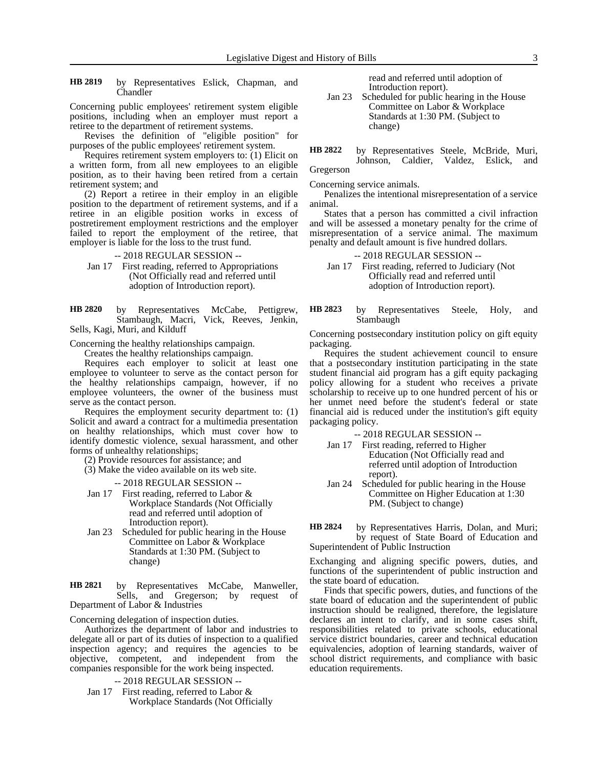**HB 2819** by Representatives Eslick, Chapman, and Chandler

Concerning public employees' retirement system eligible positions, including when an employer must report a retiree to the department of retirement systems.

Revises the definition of "eligible position" for purposes of the public employees' retirement system.

Requires retirement system employers to: (1) Elicit on a written form, from all new employees to an eligible position, as to their having been retired from a certain retirement system; and

(2) Report a retiree in their employ in an eligible position to the department of retirement systems, and if a retiree in an eligible position works in excess of postretirement employment restrictions and the employer failed to report the employment of the retiree, that employer is liable for the loss to the trust fund.

-- 2018 REGULAR SESSION --

Jan 17 First reading, referred to Appropriations (Not Officially read and referred until adoption of Introduction report).

**HB 2820** by Representatives McCabe, Pettigrew, Stambaugh, Macri, Vick, Reeves, Jenkin, Sells, Kagi, Muri, and Kilduff

Concerning the healthy relationships campaign.

Creates the healthy relationships campaign.

Requires each employer to solicit at least one employee to volunteer to serve as the contact person for the healthy relationships campaign, however, if no employee volunteers, the owner of the business must serve as the contact person.

Requires the employment security department to: (1) Solicit and award a contract for a multimedia presentation on healthy relationships, which must cover how to identify domestic violence, sexual harassment, and other forms of unhealthy relationships;

(2) Provide resources for assistance; and

(3) Make the video available on its web site.

-- 2018 REGULAR SESSION --

Jan 17 First reading, referred to Labor & Workplace Standards (Not Officially read and referred until adoption of Introduction report).

Jan 23 Scheduled for public hearing in the House Committee on Labor & Workplace Standards at 1:30 PM. (Subject to change)

**HB 2821** by Representatives McCabe, Manweller, Sells, and Gregerson; by request of Department of Labor & Industries

Concerning delegation of inspection duties.

Authorizes the department of labor and industries to delegate all or part of its duties of inspection to a qualified inspection agency; and requires the agencies to be objective, competent, and independent from the companies responsible for the work being inspected.

-- 2018 REGULAR SESSION --

Jan 17 First reading, referred to Labor & Workplace Standards (Not Officially read and referred until adoption of Introduction report).

Jan 23 Scheduled for public hearing in the House Committee on Labor & Workplace Standards at 1:30 PM. (Subject to change)

**HB 2822** by Representatives Steele, McBride, Muri, Johnson, Caldier, Valdez, Eslick, and Gregerson

Concerning service animals.

Penalizes the intentional misrepresentation of a service animal.

States that a person has committed a civil infraction and will be assessed a monetary penalty for the crime of misrepresentation of a service animal. The maximum penalty and default amount is five hundred dollars.

-- 2018 REGULAR SESSION --

Jan 17 First reading, referred to Judiciary (Not Officially read and referred until adoption of Introduction report).

**HB 2823** by Representatives Steele, Holy, and Stambaugh

Concerning postsecondary institution policy on gift equity packaging.

Requires the student achievement council to ensure that a postsecondary institution participating in the state student financial aid program has a gift equity packaging policy allowing for a student who receives a private scholarship to receive up to one hundred percent of his or her unmet need before the student's federal or state financial aid is reduced under the institution's gift equity packaging policy.

-- 2018 REGULAR SESSION --

Jan 17 First reading, referred to Higher Education (Not Officially read and referred until adoption of Introduction report).

Jan 24 Scheduled for public hearing in the House Committee on Higher Education at 1:30 PM. (Subject to change)

**HB 2824** by Representatives Harris, Dolan, and Muri; by request of State Board of Education and Superintendent of Public Instruction

Exchanging and aligning specific powers, duties, and functions of the superintendent of public instruction and the state board of education.

Finds that specific powers, duties, and functions of the state board of education and the superintendent of public instruction should be realigned, therefore, the legislature declares an intent to clarify, and in some cases shift, responsibilities related to private schools, educational service district boundaries, career and technical education equivalencies, adoption of learning standards, waiver of school district requirements, and compliance with basic education requirements.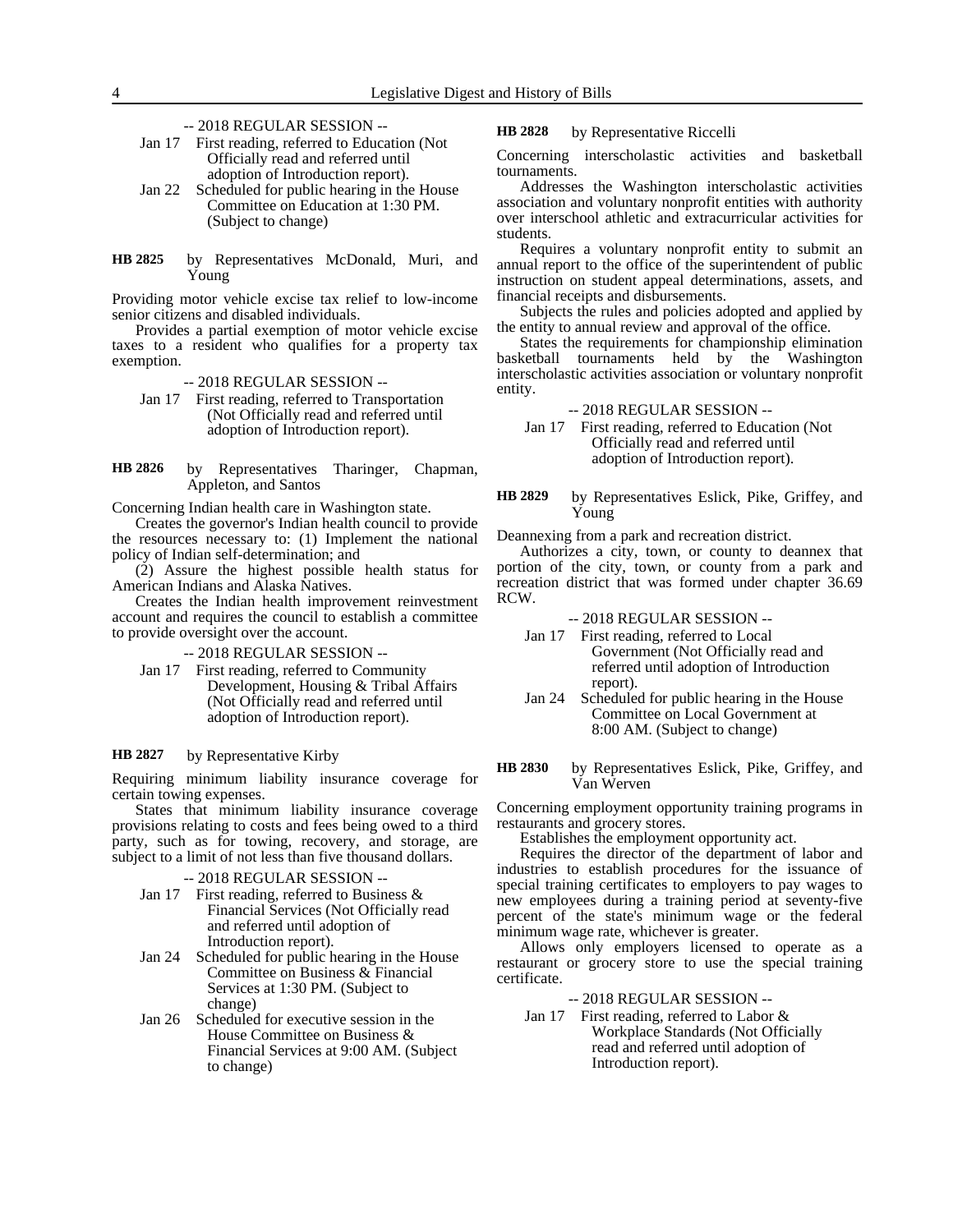-- 2018 REGULAR SESSION --

Jan 17 First reading, referred to Education (Not Officially read and referred until adoption of Introduction report).

Jan 22 Scheduled for public hearing in the House Committee on Education at 1:30 PM. (Subject to change)

**HB 2825** by Representatives McDonald, Muri, and Young

Providing motor vehicle excise tax relief to low-income senior citizens and disabled individuals.

Provides a partial exemption of motor vehicle excise taxes to a resident who qualifies for a property tax exemption.

-- 2018 REGULAR SESSION --

Jan 17 First reading, referred to Transportation (Not Officially read and referred until adoption of Introduction report).

**HB 2826** by Representatives Tharinger, Chapman, Appleton, and Santos

Concerning Indian health care in Washington state.

Creates the governor's Indian health council to provide the resources necessary to: (1) Implement the national policy of Indian self-determination; and

(2) Assure the highest possible health status for American Indians and Alaska Natives.

Creates the Indian health improvement reinvestment account and requires the council to establish a committee to provide oversight over the account.

-- 2018 REGULAR SESSION --

Jan 17 First reading, referred to Community Development, Housing & Tribal Affairs (Not Officially read and referred until adoption of Introduction report).

**HB 2827** by Representative Kirby

Requiring minimum liability insurance coverage for certain towing expenses.

States that minimum liability insurance coverage provisions relating to costs and fees being owed to a third party, such as for towing, recovery, and storage, are subject to a limit of not less than five thousand dollars.

-- 2018 REGULAR SESSION --

Jan 17 First reading, referred to Business & Financial Services (Not Officially read and referred until adoption of Introduction report).

Jan 24 Scheduled for public hearing in the House Committee on Business & Financial Services at 1:30 PM. (Subject to change)

Jan 26 Scheduled for executive session in the House Committee on Business & Financial Services at 9:00 AM. (Subject to change)

**HB 2828** by Representative Riccelli

Concerning interscholastic activities and basketball tournaments.

Addresses the Washington interscholastic activities association and voluntary nonprofit entities with authority over interschool athletic and extracurricular activities for students.

Requires a voluntary nonprofit entity to submit an annual report to the office of the superintendent of public instruction on student appeal determinations, assets, and financial receipts and disbursements.

Subjects the rules and policies adopted and applied by the entity to annual review and approval of the office.

States the requirements for championship elimination basketball tournaments held by the Washington interscholastic activities association or voluntary nonprofit entity.

-- 2018 REGULAR SESSION --

Jan 17 First reading, referred to Education (Not Officially read and referred until adoption of Introduction report).

**HB 2829** by Representatives Eslick, Pike, Griffey, and Young

Deannexing from a park and recreation district.

Authorizes a city, town, or county to deannex that portion of the city, town, or county from a park and recreation district that was formed under chapter 36.69 RCW.

-- 2018 REGULAR SESSION --

Jan 17 First reading, referred to Local Government (Not Officially read and referred until adoption of Introduction report).

Jan 24 Scheduled for public hearing in the House Committee on Local Government at 8:00 AM. (Subject to change)

**HB 2830** by Representatives Eslick, Pike, Griffey, and Van Werven

Concerning employment opportunity training programs in restaurants and grocery stores.

Establishes the employment opportunity act.

Requires the director of the department of labor and industries to establish procedures for the issuance of special training certificates to employers to pay wages to new employees during a training period at seventy-five percent of the state's minimum wage or the federal minimum wage rate, whichever is greater.

Allows only employers licensed to operate as a restaurant or grocery store to use the special training certificate.

-- 2018 REGULAR SESSION --

Jan 17 First reading, referred to Labor & Workplace Standards (Not Officially read and referred until adoption of Introduction report).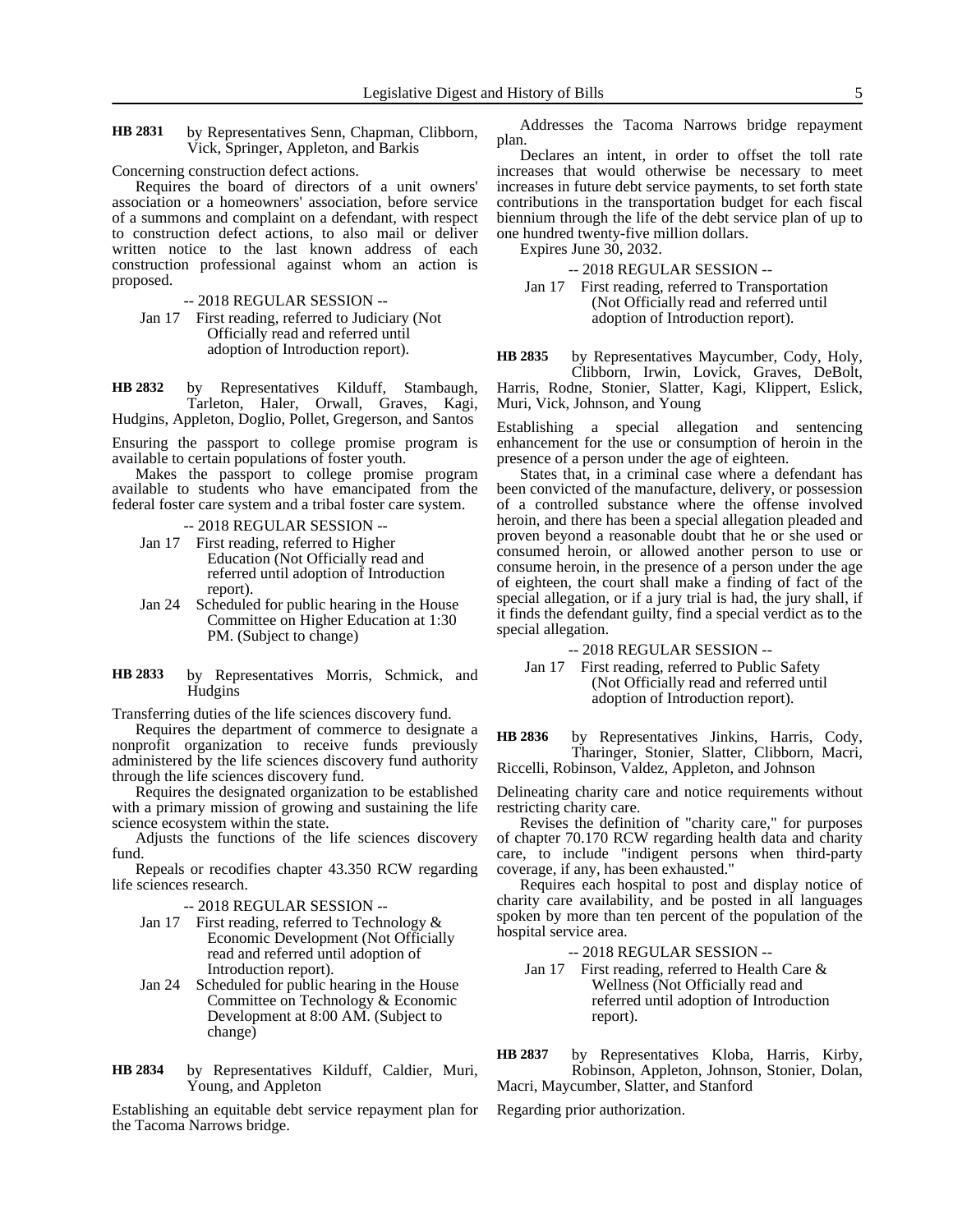**HB 2831** by Representatives Senn, Chapman, Clibborn, Vick, Springer, Appleton, and Barkis

Concerning construction defect actions.

Requires the board of directors of a unit owners' association or a homeowners' association, before service of a summons and complaint on a defendant, with respect to construction defect actions, to also mail or deliver written notice to the last known address of each construction professional against whom an action is proposed.

-- 2018 REGULAR SESSION --

Jan 17 First reading, referred to Judiciary (Not Officially read and referred until adoption of Introduction report).

**HB 2832** by Representatives Kilduff, Stambaugh, Tarleton, Haler, Orwall, Graves, Kagi, Hudgins, Appleton, Doglio, Pollet, Gregerson, and Santos

Ensuring the passport to college promise program is available to certain populations of foster youth.

Makes the passport to college promise program available to students who have emancipated from the federal foster care system and a tribal foster care system.

-- 2018 REGULAR SESSION --

Jan 17 First reading, referred to Higher Education (Not Officially read and referred until adoption of Introduction report).

Jan 24 Scheduled for public hearing in the House Committee on Higher Education at 1:30 PM. (Subject to change)

**HB 2833** by Representatives Morris, Schmick, and Hudgins

Transferring duties of the life sciences discovery fund.

Requires the department of commerce to designate a nonprofit organization to receive funds previously administered by the life sciences discovery fund authority through the life sciences discovery fund.

Requires the designated organization to be established with a primary mission of growing and sustaining the life science ecosystem within the state.

Adjusts the functions of the life sciences discovery fund.

Repeals or recodifies chapter 43.350 RCW regarding life sciences research.

-- 2018 REGULAR SESSION --

Jan 17 First reading, referred to Technology & Economic Development (Not Officially read and referred until adoption of Introduction report).

Jan 24 Scheduled for public hearing in the House Committee on Technology & Economic Development at 8:00 AM. (Subject to change)

**HB 2834** by Representatives Kilduff, Caldier, Muri, Young, and Appleton

Establishing an equitable debt service repayment plan for the Tacoma Narrows bridge.

Addresses the Tacoma Narrows bridge repayment plan.

Declares an intent, in order to offset the toll rate increases that would otherwise be necessary to meet increases in future debt service payments, to set forth state contributions in the transportation budget for each fiscal biennium through the life of the debt service plan of up to one hundred twenty-five million dollars.

Expires June 30, 2032.

-- 2018 REGULAR SESSION --

Jan 17 First reading, referred to Transportation (Not Officially read and referred until adoption of Introduction report).

**HB 2835** by Representatives Maycumber, Cody, Holy, Clibborn, Irwin, Lovick, Graves, DeBolt, Harris, Rodne, Stonier, Slatter, Kagi, Klippert, Eslick, Muri, Vick, Johnson, and Young

Establishing a special allegation and sentencing enhancement for the use or consumption of heroin in the presence of a person under the age of eighteen.

States that, in a criminal case where a defendant has been convicted of the manufacture, delivery, or possession of a controlled substance where the offense involved heroin, and there has been a special allegation pleaded and proven beyond a reasonable doubt that he or she used or consumed heroin, or allowed another person to use or consume heroin, in the presence of a person under the age of eighteen, the court shall make a finding of fact of the special allegation, or if a jury trial is had, the jury shall, if it finds the defendant guilty, find a special verdict as to the special allegation.

-- 2018 REGULAR SESSION --

Jan 17 First reading, referred to Public Safety (Not Officially read and referred until adoption of Introduction report).

**HB 2836** by Representatives Jinkins, Harris, Cody, Tharinger, Stonier, Slatter, Clibborn, Macri, Riccelli, Robinson, Valdez, Appleton, and Johnson

Delineating charity care and notice requirements without restricting charity care.

Revises the definition of "charity care," for purposes of chapter 70.170 RCW regarding health data and charity care, to include "indigent persons when third-party coverage, if any, has been exhausted."

Requires each hospital to post and display notice of charity care availability, and be posted in all languages spoken by more than ten percent of the population of the hospital service area.

-- 2018 REGULAR SESSION --

Jan 17 First reading, referred to Health Care & Wellness (Not Officially read and referred until adoption of Introduction report).

**HB 2837** by Representatives Kloba, Harris, Kirby, Robinson, Appleton, Johnson, Stonier, Dolan, Macri, Maycumber, Slatter, and Stanford

Regarding prior authorization.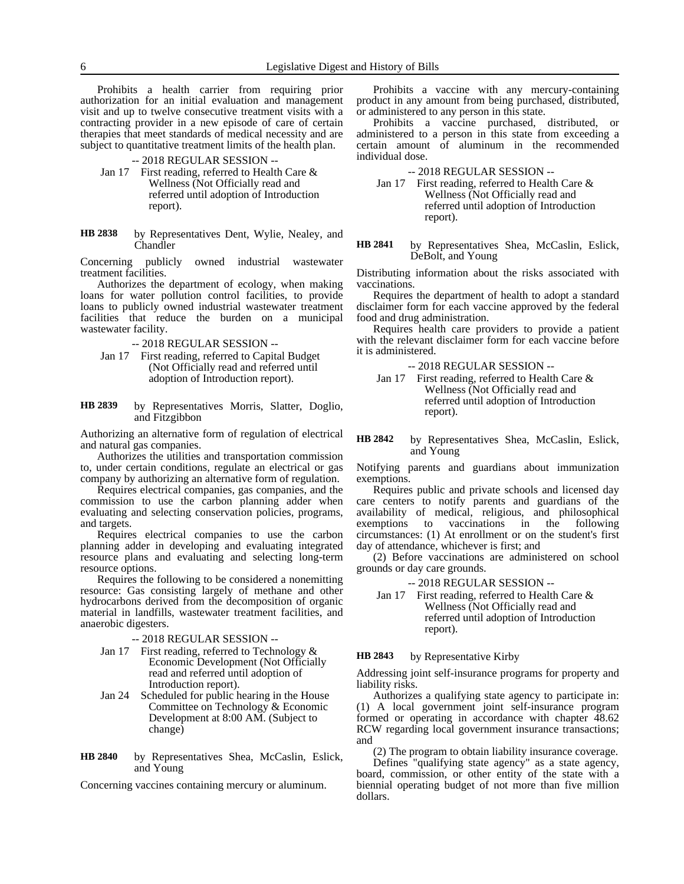Prohibits a health carrier from requiring prior authorization for an initial evaluation and management visit and up to twelve consecutive treatment visits with a contracting provider in a new episode of care of certain therapies that meet standards of medical necessity and are subject to quantitative treatment limits of the health plan.

-- 2018 REGULAR SESSION --

Jan 17 First reading, referred to Health Care & Wellness (Not Officially read and referred until adoption of Introduction report).

**HB 2838** by Representatives Dent, Wylie, Nealey, and Chandler

Concerning publicly owned industrial wastewater treatment facilities.

Authorizes the department of ecology, when making loans for water pollution control facilities, to provide loans to publicly owned industrial wastewater treatment facilities that reduce the burden on a municipal wastewater facility.

-- 2018 REGULAR SESSION --

Jan 17 First reading, referred to Capital Budget (Not Officially read and referred until adoption of Introduction report).

**HB 2839** by Representatives Morris, Slatter, Doglio, and Fitzgibbon

Authorizing an alternative form of regulation of electrical and natural gas companies.

Authorizes the utilities and transportation commission to, under certain conditions, regulate an electrical or gas company by authorizing an alternative form of regulation.

Requires electrical companies, gas companies, and the commission to use the carbon planning adder when evaluating and selecting conservation policies, programs, and targets.

Requires electrical companies to use the carbon planning adder in developing and evaluating integrated resource plans and evaluating and selecting long-term resource options.

Requires the following to be considered a nonemitting resource: Gas consisting largely of methane and other hydrocarbons derived from the decomposition of organic material in landfills, wastewater treatment facilities, and anaerobic digesters.

-- 2018 REGULAR SESSION --

Jan 17 First reading, referred to Technology & Economic Development (Not Officially read and referred until adoption of Introduction report).

Jan 24 Scheduled for public hearing in the House Committee on Technology & Economic Development at 8:00 AM. (Subject to change)

**HB 2840** by Representatives Shea, McCaslin, Eslick, and Young

Concerning vaccines containing mercury or aluminum.

Prohibits a vaccine with any mercury-containing product in any amount from being purchased, distributed, or administered to any person in this state.

Prohibits a vaccine purchased, distributed, or administered to a person in this state from exceeding a certain amount of aluminum in the recommended individual dose.

-- 2018 REGULAR SESSION --

Jan 17 First reading, referred to Health Care & Wellness (Not Officially read and referred until adoption of Introduction report).

**HB 2841** by Representatives Shea, McCaslin, Eslick, DeBolt, and Young

Distributing information about the risks associated with vaccinations.

Requires the department of health to adopt a standard disclaimer form for each vaccine approved by the federal food and drug administration.

Requires health care providers to provide a patient with the relevant disclaimer form for each vaccine before it is administered.

-- 2018 REGULAR SESSION --

Jan 17 First reading, referred to Health Care & Wellness (Not Officially read and referred until adoption of Introduction report).

**HB 2842** by Representatives Shea, McCaslin, Eslick, and Young

Notifying parents and guardians about immunization exemptions.

Requires public and private schools and licensed day care centers to notify parents and guardians of the availability of medical, religious, and philosophical exemptions to vaccinations in the following circumstances: (1) At enrollment or on the student's first day of attendance, whichever is first; and

(2) Before vaccinations are administered on school grounds or day care grounds.

-- 2018 REGULAR SESSION --

Jan 17 First reading, referred to Health Care & Wellness (Not Officially read and referred until adoption of Introduction report).

**HB 2843** by Representative Kirby

Addressing joint self-insurance programs for property and liability risks.

Authorizes a qualifying state agency to participate in: (1) A local government joint self-insurance program formed or operating in accordance with chapter 48.62 RCW regarding local government insurance transactions; and

(2) The program to obtain liability insurance coverage.

Defines "qualifying state agency" as a state agency, board, commission, or other entity of the state with a biennial operating budget of not more than five million dollars.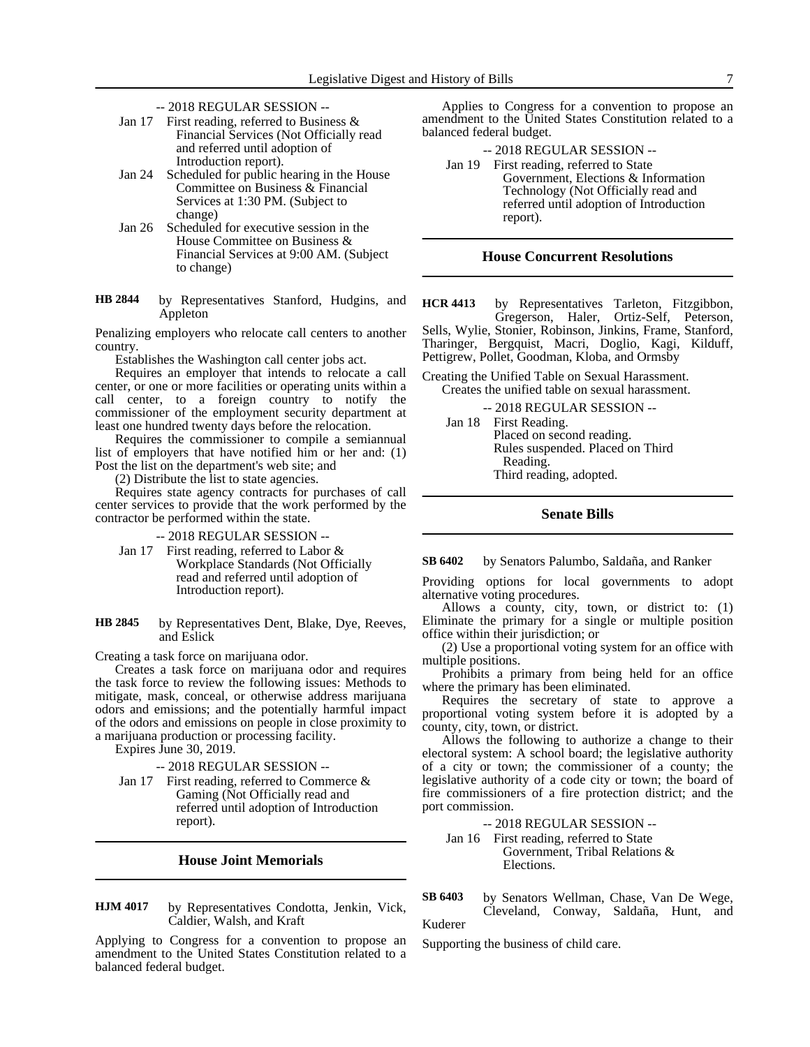-- 2018 REGULAR SESSION --

Jan 17 First reading, referred to Business & Financial Services (Not Officially read and referred until adoption of Introduction report).

Jan 24 Scheduled for public hearing in the House Committee on Business & Financial Services at 1:30 PM. (Subject to change)

Jan 26 Scheduled for executive session in the House Committee on Business & Financial Services at 9:00 AM. (Subject to change)

**HB 2844** by Representatives Stanford, Hudgins, and Appleton

Penalizing employers who relocate call centers to another country.

Establishes the Washington call center jobs act.

Requires an employer that intends to relocate a call center, or one or more facilities or operating units within a call center, to a foreign country to notify the commissioner of the employment security department at least one hundred twenty days before the relocation.

Requires the commissioner to compile a semiannual list of employers that have notified him or her and: (1) Post the list on the department's web site; and

(2) Distribute the list to state agencies.

Requires state agency contracts for purchases of call center services to provide that the work performed by the contractor be performed within the state.

-- 2018 REGULAR SESSION --

Jan 17 First reading, referred to Labor & Workplace Standards (Not Officially read and referred until adoption of Introduction report).

**HB 2845** by Representatives Dent, Blake, Dye, Reeves, and Eslick

Creating a task force on marijuana odor.

Creates a task force on marijuana odor and requires the task force to review the following issues: Methods to mitigate, mask, conceal, or otherwise address marijuana odors and emissions; and the potentially harmful impact of the odors and emissions on people in close proximity to a marijuana production or processing facility.

Expires June 30, 2019.

-- 2018 REGULAR SESSION --

Jan 17 First reading, referred to Commerce & Gaming (Not Officially read and referred until adoption of Introduction report).

## House Joint Memorials

**HJM 4017** by Representatives Condotta, Jenkin, Vick, Caldier, Walsh, and Kraft

Applying to Congress for a convention to propose an amendment to the United States Constitution related to a balanced federal budget.

Applies to Congress for a convention to propose an amendment to the United States Constitution related to a balanced federal budget.

-- 2018 REGULAR SESSION --

Jan 19 First reading, referred to State Government, Elections & Information Technology (Not Officially read and referred until adoption of Introduction report).

## House Concurrent Resolutions

**HCR 4413** by Representatives Tarleton, Fitzgibbon, Gregerson, Haler, Ortiz-Self, Peterson, Sells, Wylie, Stonier, Robinson, Jinkins, Frame, Stanford, Tharinger, Bergquist, Macri, Doglio, Kagi, Kilduff, Pettigrew, Pollet, Goodman, Kloba, and Ormsby

Creating the Unified Table on Sexual Harassment.

Creates the unified table on sexual harassment.

-- 2018 REGULAR SESSION --

Jan 18 First Reading.
Placed on second reading.
Rules suspended. Placed on Third Reading.
Third reading, adopted.

## Senate Bills

**SB 6402** by Senators Palumbo, Saldaña, and Ranker

Providing options for local governments to adopt alternative voting procedures.

Allows a county, city, town, or district to: (1) Eliminate the primary for a single or multiple position office within their jurisdiction; or

(2) Use a proportional voting system for an office with multiple positions.

Prohibits a primary from being held for an office where the primary has been eliminated.

Requires the secretary of state to approve a proportional voting system before it is adopted by a county, city, town, or district.

Allows the following to authorize a change to their electoral system: A school board; the legislative authority of a city or town; the commissioner of a county; the legislative authority of a code city or town; the board of fire commissioners of a fire protection district; and the port commission.

-- 2018 REGULAR SESSION --

Jan 16 First reading, referred to State Government, Tribal Relations & Elections.

**SB 6403** by Senators Wellman, Chase, Van De Wege, Cleveland, Conway, Saldaña, Hunt, and Kuderer

Supporting the business of child care.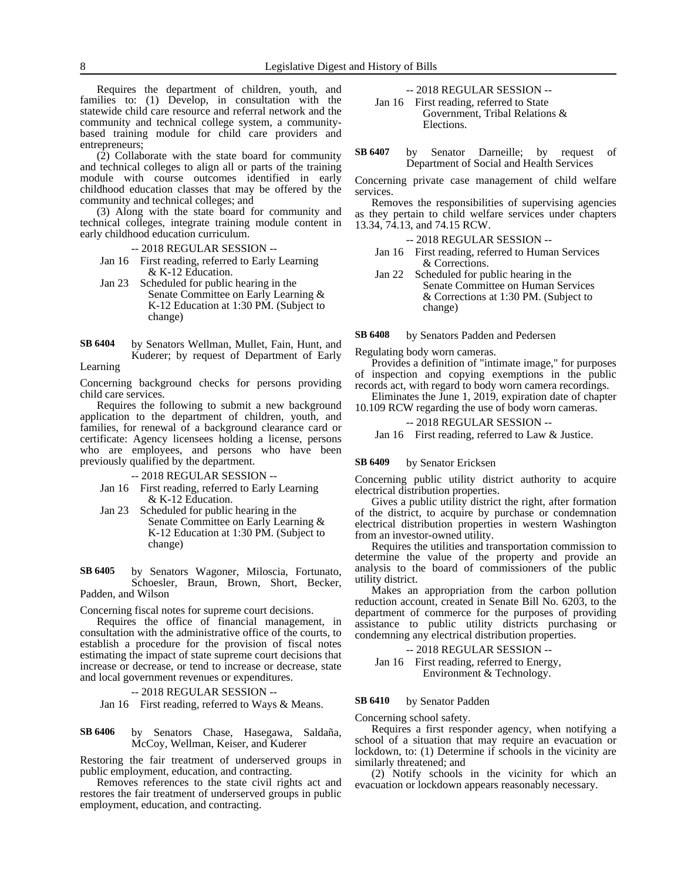Requires the department of children, youth, and families to: (1) Develop, in consultation with the statewide child care resource and referral network and the community and technical college system, a community-based training module for child care providers and entrepreneurs;

(2) Collaborate with the state board for community and technical colleges to align all or parts of the training module with course outcomes identified in early childhood education classes that may be offered by the community and technical colleges; and

(3) Along with the state board for community and technical colleges, integrate training module content in early childhood education curriculum.

-- 2018 REGULAR SESSION --

Jan 16 First reading, referred to Early Learning & K-12 Education.

Jan 23 Scheduled for public hearing in the Senate Committee on Early Learning & K-12 Education at 1:30 PM. (Subject to change)

**SB 6404** by Senators Wellman, Mullet, Fain, Hunt, and Kuderer; by request of Department of Early Learning

Concerning background checks for persons providing child care services.

Requires the following to submit a new background application to the department of children, youth, and families, for renewal of a background clearance card or certificate: Agency licensees holding a license, persons who are employees, and persons who have been previously qualified by the department.

-- 2018 REGULAR SESSION --

Jan 16 First reading, referred to Early Learning & K-12 Education.

Jan 23 Scheduled for public hearing in the Senate Committee on Early Learning & K-12 Education at 1:30 PM. (Subject to change)

**SB 6405** by Senators Wagoner, Miloscia, Fortunato, Schoesler, Braun, Brown, Short, Becker, Padden, and Wilson

Concerning fiscal notes for supreme court decisions.

Requires the office of financial management, in consultation with the administrative office of the courts, to establish a procedure for the provision of fiscal notes estimating the impact of state supreme court decisions that increase or decrease, or tend to increase or decrease, state and local government revenues or expenditures.

-- 2018 REGULAR SESSION --

Jan 16 First reading, referred to Ways & Means.

**SB 6406** by Senators Chase, Hasegawa, Saldaña, McCoy, Wellman, Keiser, and Kuderer

Restoring the fair treatment of underserved groups in public employment, education, and contracting.

Removes references to the state civil rights act and restores the fair treatment of underserved groups in public employment, education, and contracting.

-- 2018 REGULAR SESSION --

Jan 16 First reading, referred to State Government, Tribal Relations & Elections.

**SB 6407** by Senator Darneille; by request of Department of Social and Health Services

Concerning private case management of child welfare services.

Removes the responsibilities of supervising agencies as they pertain to child welfare services under chapters 13.34, 74.13, and 74.15 RCW.

-- 2018 REGULAR SESSION --

Jan 16 First reading, referred to Human Services & Corrections.

Jan 22 Scheduled for public hearing in the Senate Committee on Human Services & Corrections at 1:30 PM. (Subject to change)

**SB 6408** by Senators Padden and Pedersen

Regulating body worn cameras.

Provides a definition of "intimate image," for purposes of inspection and copying exemptions in the public records act, with regard to body worn camera recordings.

Eliminates the June 1, 2019, expiration date of chapter 10.109 RCW regarding the use of body worn cameras.

-- 2018 REGULAR SESSION --

Jan 16 First reading, referred to Law & Justice.

**SB 6409** by Senator Ericksen

Concerning public utility district authority to acquire electrical distribution properties.

Gives a public utility district the right, after formation of the district, to acquire by purchase or condemnation electrical distribution properties in western Washington from an investor-owned utility.

Requires the utilities and transportation commission to determine the value of the property and provide an analysis to the board of commissioners of the public utility district.

Makes an appropriation from the carbon pollution reduction account, created in Senate Bill No. 6203, to the department of commerce for the purposes of providing assistance to public utility districts purchasing or condemning any electrical distribution properties.

-- 2018 REGULAR SESSION --

Jan 16 First reading, referred to Energy, Environment & Technology.

**SB 6410** by Senator Padden

Concerning school safety.

Requires a first responder agency, when notifying a school of a situation that may require an evacuation or lockdown, to: (1) Determine if schools in the vicinity are similarly threatened; and

(2) Notify schools in the vicinity for which an evacuation or lockdown appears reasonably necessary.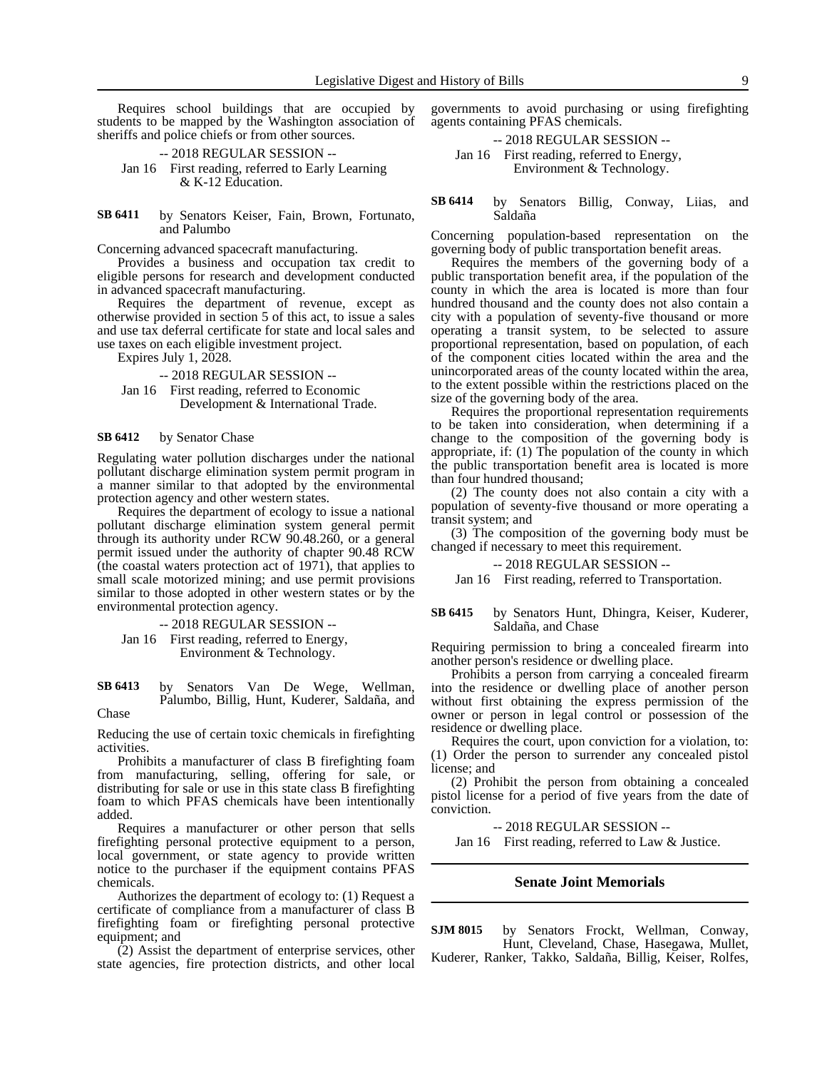Requires school buildings that are occupied by students to be mapped by the Washington association of sheriffs and police chiefs or from other sources.

-- 2018 REGULAR SESSION --

Jan 16 First reading, referred to Early Learning & K-12 Education.

**SB 6411** by Senators Keiser, Fain, Brown, Fortunato, and Palumbo

Concerning advanced spacecraft manufacturing.

Provides a business and occupation tax credit to eligible persons for research and development conducted in advanced spacecraft manufacturing.

Requires the department of revenue, except as otherwise provided in section 5 of this act, to issue a sales and use tax deferral certificate for state and local sales and use taxes on each eligible investment project.

Expires July 1, 2028.

-- 2018 REGULAR SESSION --

Jan 16 First reading, referred to Economic Development & International Trade.

**SB 6412** by Senator Chase

Regulating water pollution discharges under the national pollutant discharge elimination system permit program in a manner similar to that adopted by the environmental protection agency and other western states.

Requires the department of ecology to issue a national pollutant discharge elimination system general permit through its authority under RCW 90.48.260, or a general permit issued under the authority of chapter 90.48 RCW (the coastal waters protection act of 1971), that applies to small scale motorized mining; and use permit provisions similar to those adopted in other western states or by the environmental protection agency.

-- 2018 REGULAR SESSION --

Jan 16 First reading, referred to Energy, Environment & Technology.

**SB 6413** by Senators Van De Wege, Wellman, Palumbo, Billig, Hunt, Kuderer, Saldaña, and Chase

Reducing the use of certain toxic chemicals in firefighting activities.

Prohibits a manufacturer of class B firefighting foam from manufacturing, selling, offering for sale, or distributing for sale or use in this state class B firefighting foam to which PFAS chemicals have been intentionally added.

Requires a manufacturer or other person that sells firefighting personal protective equipment to a person, local government, or state agency to provide written notice to the purchaser if the equipment contains PFAS chemicals.

Authorizes the department of ecology to: (1) Request a certificate of compliance from a manufacturer of class B firefighting foam or firefighting personal protective equipment; and

(2) Assist the department of enterprise services, other state agencies, fire protection districts, and other local governments to avoid purchasing or using firefighting agents containing PFAS chemicals.

-- 2018 REGULAR SESSION --

Jan 16 First reading, referred to Energy, Environment & Technology.

**SB 6414** by Senators Billig, Conway, Liias, and Saldaña

Concerning population-based representation on the governing body of public transportation benefit areas.

Requires the members of the governing body of a public transportation benefit area, if the population of the county in which the area is located is more than four hundred thousand and the county does not also contain a city with a population of seventy-five thousand or more operating a transit system, to be selected to assure proportional representation, based on population, of each of the component cities located within the area and the unincorporated areas of the county located within the area, to the extent possible within the restrictions placed on the size of the governing body of the area.

Requires the proportional representation requirements to be taken into consideration, when determining if a change to the composition of the governing body is appropriate, if: (1) The population of the county in which the public transportation benefit area is located is more than four hundred thousand;

(2) The county does not also contain a city with a population of seventy-five thousand or more operating a transit system; and

(3) The composition of the governing body must be changed if necessary to meet this requirement.

-- 2018 REGULAR SESSION --

Jan 16 First reading, referred to Transportation.

**SB 6415** by Senators Hunt, Dhingra, Keiser, Kuderer, Saldaña, and Chase

Requiring permission to bring a concealed firearm into another person's residence or dwelling place.

Prohibits a person from carrying a concealed firearm into the residence or dwelling place of another person without first obtaining the express permission of the owner or person in legal control or possession of the residence or dwelling place.

Requires the court, upon conviction for a violation, to: (1) Order the person to surrender any concealed pistol license; and

(2) Prohibit the person from obtaining a concealed pistol license for a period of five years from the date of conviction.

-- 2018 REGULAR SESSION --

Jan 16 First reading, referred to Law & Justice.

## Senate Joint Memorials

**SJM 8015** by Senators Frockt, Wellman, Conway, Hunt, Cleveland, Chase, Hasegawa, Mullet, Kuderer, Ranker, Takko, Saldaña, Billig, Keiser, Rolfes,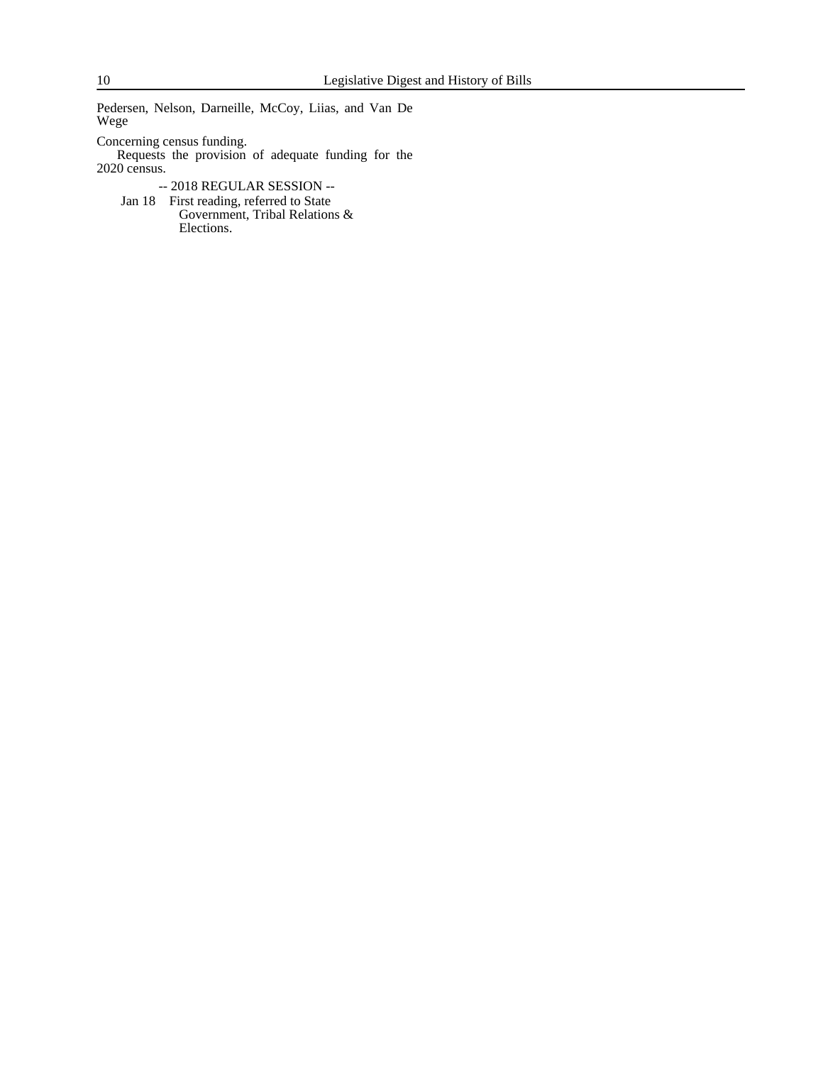Pedersen, Nelson, Darneille, McCoy, Liias, and Van De Wege

Concerning census funding.

Requests the provision of adequate funding for the 2020 census.

-- 2018 REGULAR SESSION --

Jan 18 First reading, referred to State Government, Tribal Relations & Elections.